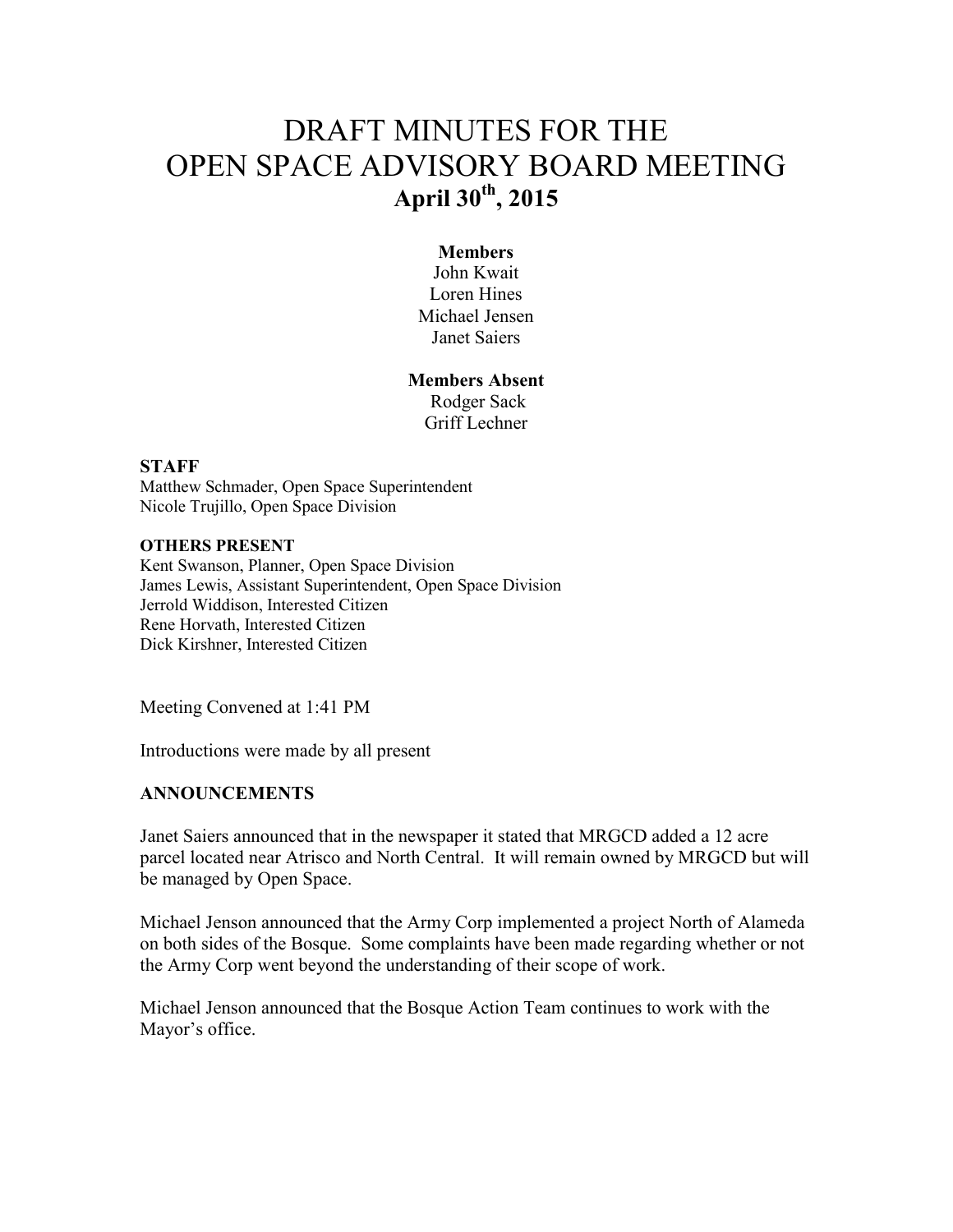# DRAFT MINUTES FOR THE OPEN SPACE ADVISORY BOARD MEETING

## April 30th, 2015

**Members**

John Kwait
Loren Hines
Michael Jensen
Janet Saiers

**Members Absent**

Rodger Sack
Griff Lechner

**STAFF**

Matthew Schmader, Open Space Superintendent
Nicole Trujillo, Open Space Division

**OTHERS PRESENT**

Kent Swanson, Planner, Open Space Division
James Lewis, Assistant Superintendent, Open Space Division
Jerrold Widdison, Interested Citizen
Rene Horvath, Interested Citizen
Dick Kirshner, Interested Citizen

Meeting Convened at 1:41 PM

Introductions were made by all present

**ANNOUNCEMENTS**

Janet Saiers announced that in the newspaper it stated that MRGCD added a 12 acre parcel located near Atrisco and North Central. It will remain owned by MRGCD but will be managed by Open Space.

Michael Jenson announced that the Army Corp implemented a project North of Alameda on both sides of the Bosque. Some complaints have been made regarding whether or not the Army Corp went beyond the understanding of their scope of work.

Michael Jenson announced that the Bosque Action Team continues to work with the Mayor's office.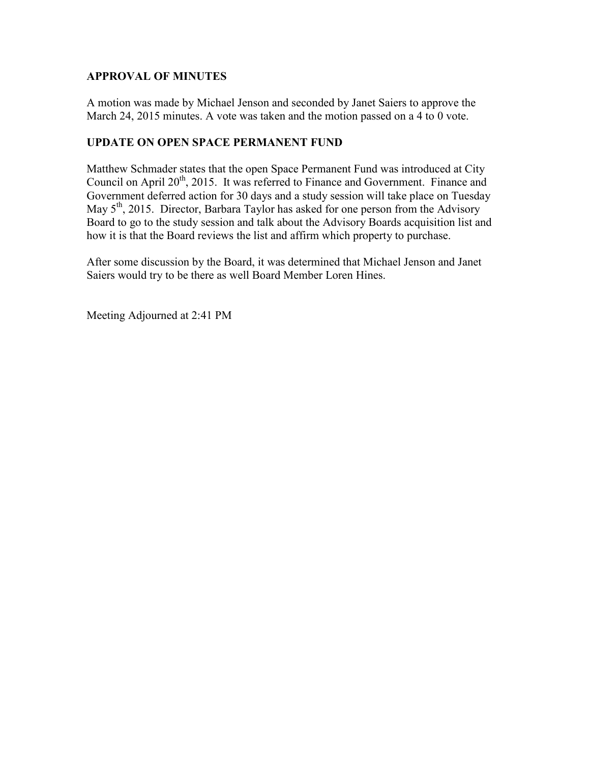## APPROVAL OF MINUTES

A motion was made by Michael Jenson and seconded by Janet Saiers to approve the March 24, 2015 minutes. A vote was taken and the motion passed on a 4 to 0 vote.

## UPDATE ON OPEN SPACE PERMANENT FUND

Matthew Schmader states that the open Space Permanent Fund was introduced at City Council on April 20th, 2015. It was referred to Finance and Government. Finance and Government deferred action for 30 days and a study session will take place on Tuesday May 5th, 2015. Director, Barbara Taylor has asked for one person from the Advisory Board to go to the study session and talk about the Advisory Boards acquisition list and how it is that the Board reviews the list and affirm which property to purchase.

After some discussion by the Board, it was determined that Michael Jenson and Janet Saiers would try to be there as well Board Member Loren Hines.

Meeting Adjourned at 2:41 PM